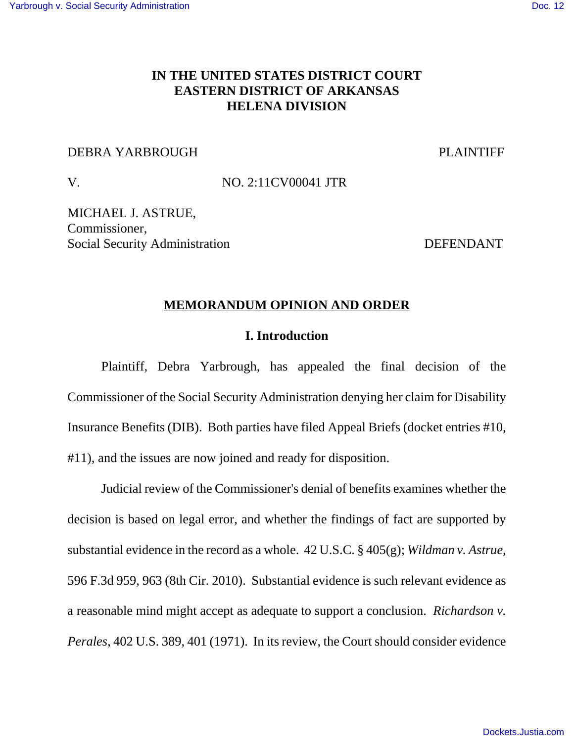**IN THE UNITED STATES DISTRICT COURT**
**EASTERN DISTRICT OF ARKANSAS**
**HELENA DIVISION**

DEBRA YARBROUGH PLAINTIFF

V. NO. 2:11CV00041 JTR

MICHAEL J. ASTRUE,
Commissioner,
Social Security Administration DEFENDANT

## MEMORANDUM OPINION AND ORDER

### I. Introduction

Plaintiff, Debra Yarbrough, has appealed the final decision of the Commissioner of the Social Security Administration denying her claim for Disability Insurance Benefits (DIB). Both parties have filed Appeal Briefs (docket entries #10, #11), and the issues are now joined and ready for disposition.

Judicial review of the Commissioner's denial of benefits examines whether the decision is based on legal error, and whether the findings of fact are supported by substantial evidence in the record as a whole. 42 U.S.C. § 405(g); *Wildman v. Astrue*, 596 F.3d 959, 963 (8th Cir. 2010). Substantial evidence is such relevant evidence as a reasonable mind might accept as adequate to support a conclusion. *Richardson v. Perales*, 402 U.S. 389, 401 (1971). In its review, the Court should consider evidence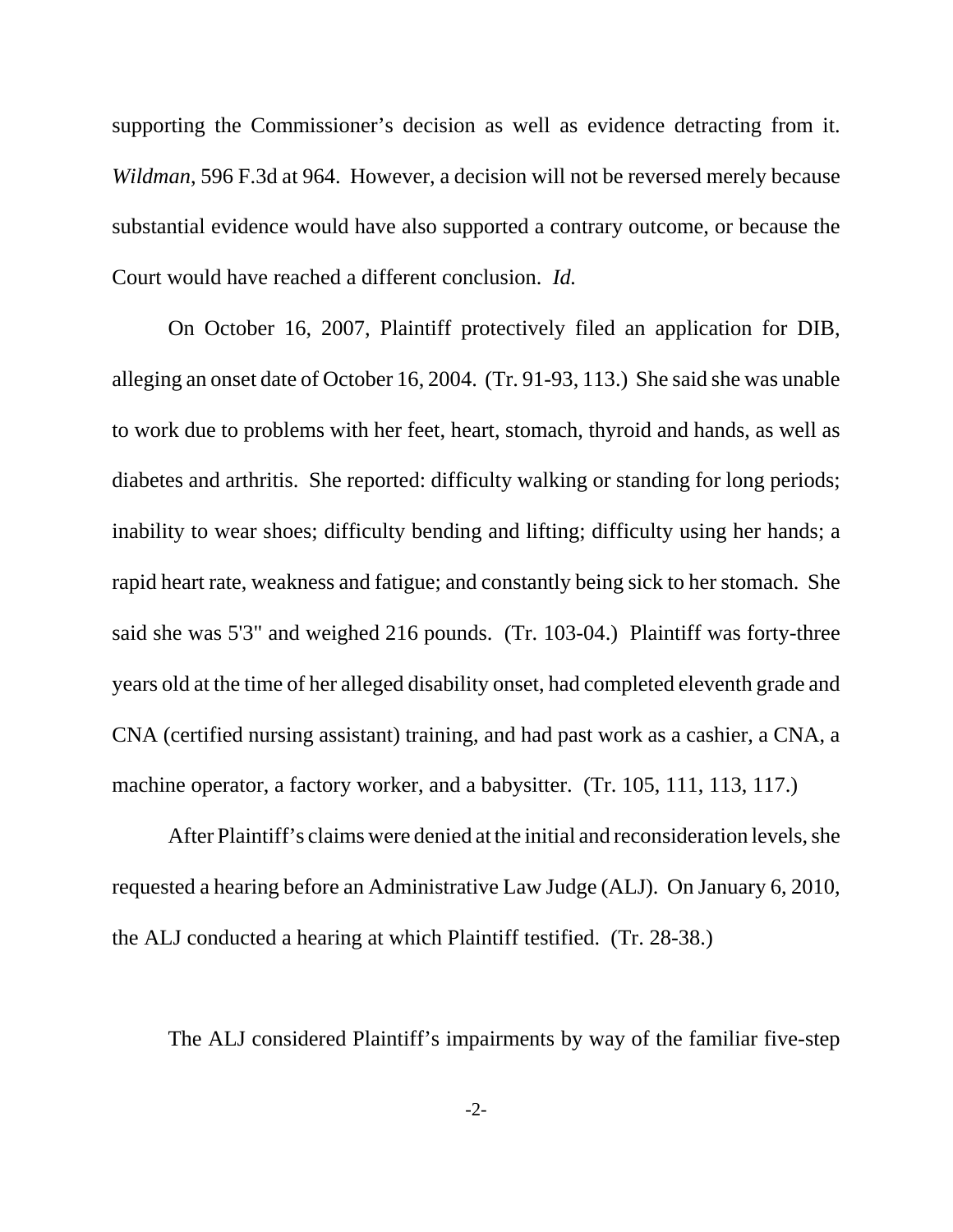supporting the Commissioner's decision as well as evidence detracting from it. *Wildman*, 596 F.3d at 964. However, a decision will not be reversed merely because substantial evidence would have also supported a contrary outcome, or because the Court would have reached a different conclusion. *Id.*

On October 16, 2007, Plaintiff protectively filed an application for DIB, alleging an onset date of October 16, 2004. (Tr. 91-93, 113.) She said she was unable to work due to problems with her feet, heart, stomach, thyroid and hands, as well as diabetes and arthritis. She reported: difficulty walking or standing for long periods; inability to wear shoes; difficulty bending and lifting; difficulty using her hands; a rapid heart rate, weakness and fatigue; and constantly being sick to her stomach. She said she was 5'3" and weighed 216 pounds. (Tr. 103-04.) Plaintiff was forty-three years old at the time of her alleged disability onset, had completed eleventh grade and CNA (certified nursing assistant) training, and had past work as a cashier, a CNA, a machine operator, a factory worker, and a babysitter. (Tr. 105, 111, 113, 117.)

After Plaintiff's claims were denied at the initial and reconsideration levels, she requested a hearing before an Administrative Law Judge (ALJ). On January 6, 2010, the ALJ conducted a hearing at which Plaintiff testified. (Tr. 28-38.)

The ALJ considered Plaintiff's impairments by way of the familiar five-step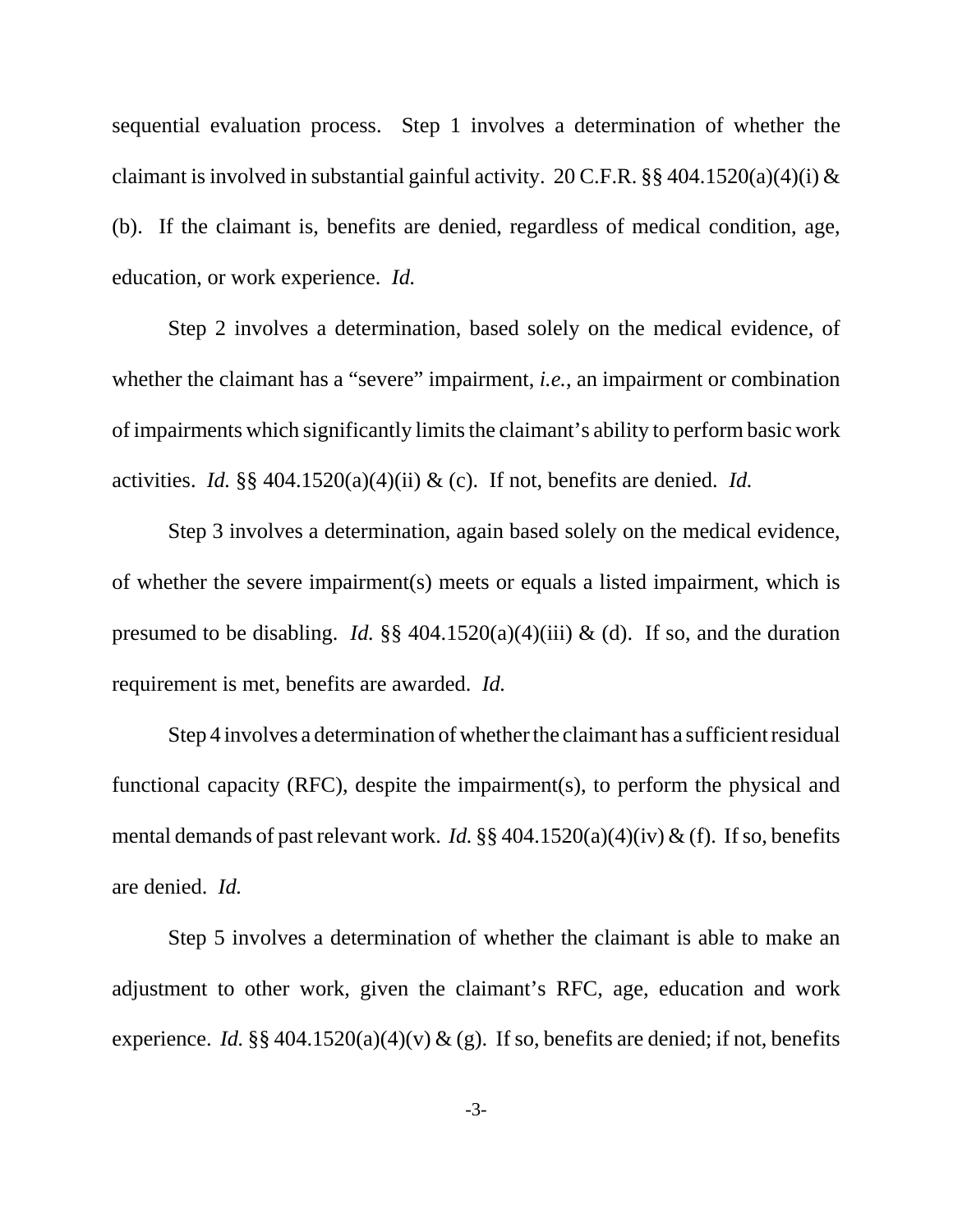sequential evaluation process. Step 1 involves a determination of whether the claimant is involved in substantial gainful activity. 20 C.F.R. §§ 404.1520(a)(4)(i) & (b). If the claimant is, benefits are denied, regardless of medical condition, age, education, or work experience. *Id.*

Step 2 involves a determination, based solely on the medical evidence, of whether the claimant has a "severe" impairment, *i.e.*, an impairment or combination of impairments which significantly limits the claimant's ability to perform basic work activities. *Id.* §§ 404.1520(a)(4)(ii) & (c). If not, benefits are denied. *Id.*

Step 3 involves a determination, again based solely on the medical evidence, of whether the severe impairment(s) meets or equals a listed impairment, which is presumed to be disabling. *Id.* §§ 404.1520(a)(4)(iii) & (d). If so, and the duration requirement is met, benefits are awarded. *Id.*

Step 4 involves a determination of whether the claimant has a sufficient residual functional capacity (RFC), despite the impairment(s), to perform the physical and mental demands of past relevant work. *Id.* §§ 404.1520(a)(4)(iv) & (f). If so, benefits are denied. *Id.*

Step 5 involves a determination of whether the claimant is able to make an adjustment to other work, given the claimant's RFC, age, education and work experience. *Id.* §§ 404.1520(a)(4)(v) & (g). If so, benefits are denied; if not, benefits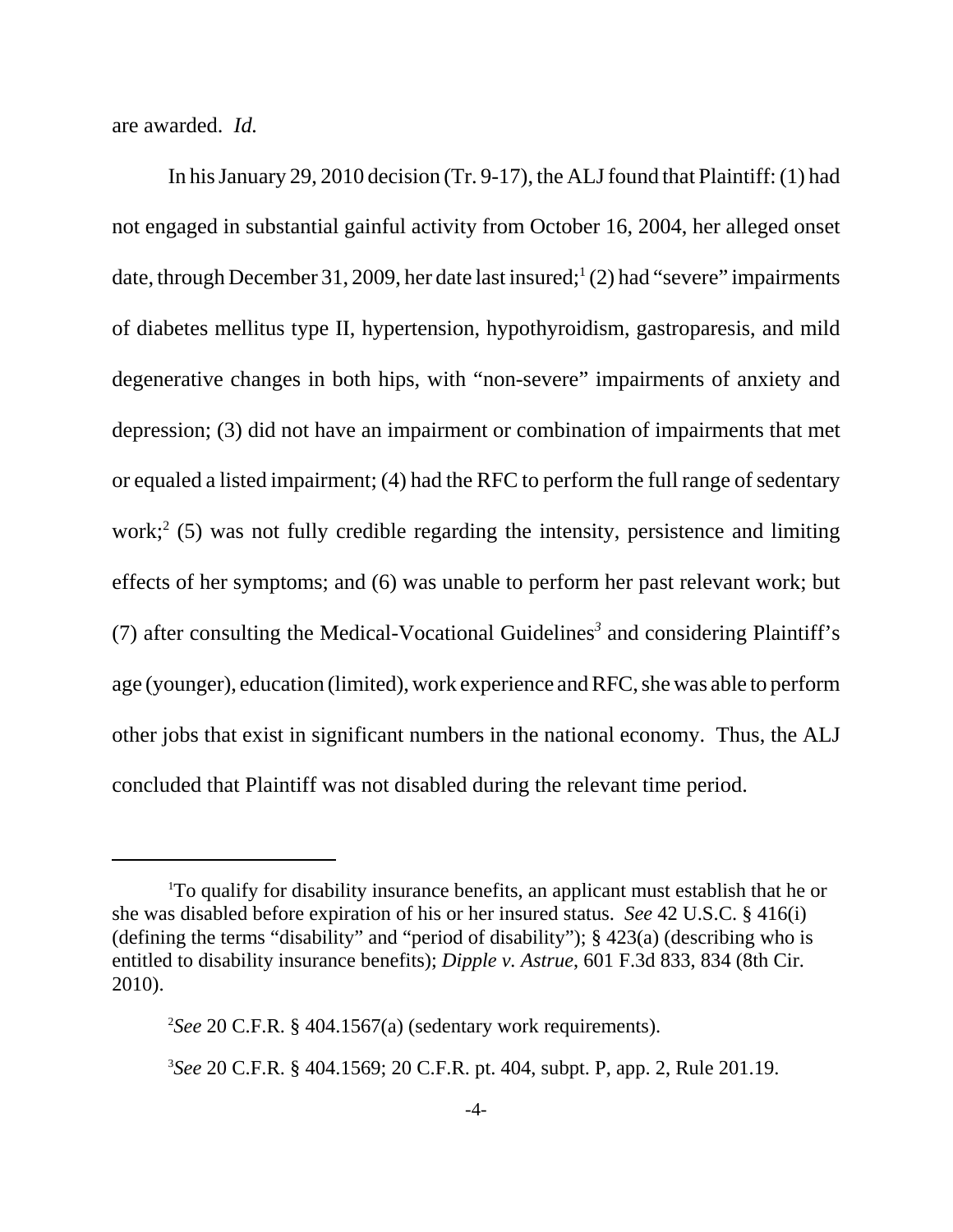are awarded. *Id.*

In his January 29, 2010 decision (Tr. 9-17), the ALJ found that Plaintiff: (1) had not engaged in substantial gainful activity from October 16, 2004, her alleged onset date, through December 31, 2009, her date last insured;[1] (2) had "severe" impairments of diabetes mellitus type II, hypertension, hypothyroidism, gastroparesis, and mild degenerative changes in both hips, with "non-severe" impairments of anxiety and depression; (3) did not have an impairment or combination of impairments that met or equaled a listed impairment; (4) had the RFC to perform the full range of sedentary work;[2] (5) was not fully credible regarding the intensity, persistence and limiting effects of her symptoms; and (6) was unable to perform her past relevant work; but (7) after consulting the Medical-Vocational Guidelines[3] and considering Plaintiff's age (younger), education (limited), work experience and RFC, she was able to perform other jobs that exist in significant numbers in the national economy. Thus, the ALJ concluded that Plaintiff was not disabled during the relevant time period.

---

[1]To qualify for disability insurance benefits, an applicant must establish that he or she was disabled before expiration of his or her insured status. *See* 42 U.S.C. § 416(i) (defining the terms "disability" and "period of disability"); § 423(a) (describing who is entitled to disability insurance benefits); *Dipple v. Astrue*, 601 F.3d 833, 834 (8th Cir. 2010).

[2]*See* 20 C.F.R. § 404.1567(a) (sedentary work requirements).

[3]*See* 20 C.F.R. § 404.1569; 20 C.F.R. pt. 404, subpt. P, app. 2, Rule 201.19.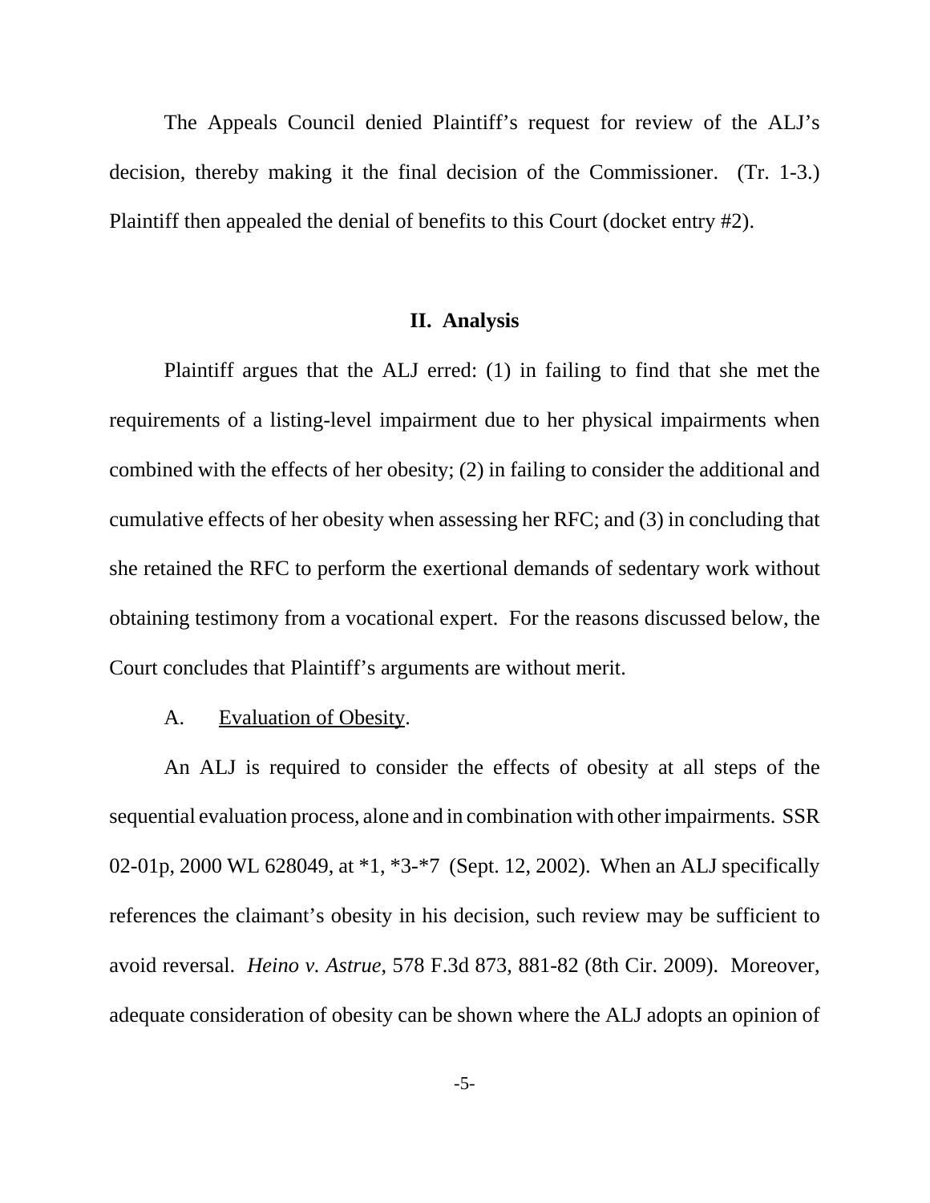The Appeals Council denied Plaintiff's request for review of the ALJ's decision, thereby making it the final decision of the Commissioner. (Tr. 1-3.) Plaintiff then appealed the denial of benefits to this Court (docket entry #2).

## II. Analysis

Plaintiff argues that the ALJ erred: (1) in failing to find that she met the requirements of a listing-level impairment due to her physical impairments when combined with the effects of her obesity; (2) in failing to consider the additional and cumulative effects of her obesity when assessing her RFC; and (3) in concluding that she retained the RFC to perform the exertional demands of sedentary work without obtaining testimony from a vocational expert. For the reasons discussed below, the Court concludes that Plaintiff's arguments are without merit.

A. Evaluation of Obesity.

An ALJ is required to consider the effects of obesity at all steps of the sequential evaluation process, alone and in combination with other impairments. SSR 02-01p, 2000 WL 628049, at *1, *3-*7 (Sept. 12, 2002). When an ALJ specifically references the claimant's obesity in his decision, such review may be sufficient to avoid reversal. *Heino v. Astrue*, 578 F.3d 873, 881-82 (8th Cir. 2009). Moreover, adequate consideration of obesity can be shown where the ALJ adopts an opinion of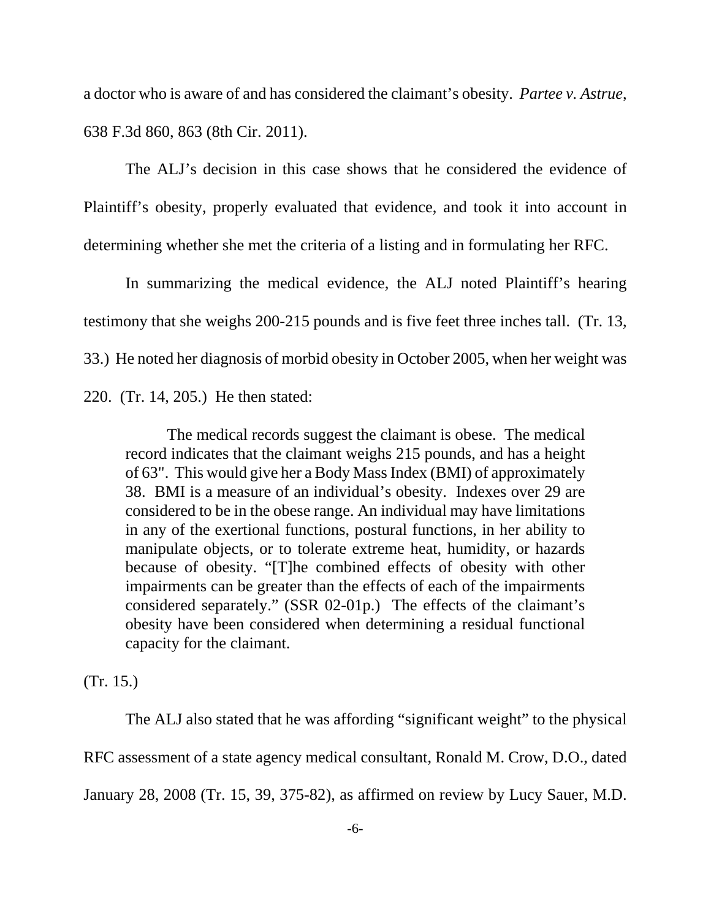a doctor who is aware of and has considered the claimant's obesity. *Partee v. Astrue*, 638 F.3d 860, 863 (8th Cir. 2011).

The ALJ's decision in this case shows that he considered the evidence of Plaintiff's obesity, properly evaluated that evidence, and took it into account in determining whether she met the criteria of a listing and in formulating her RFC.

In summarizing the medical evidence, the ALJ noted Plaintiff's hearing testimony that she weighs 200-215 pounds and is five feet three inches tall. (Tr. 13, 33.) He noted her diagnosis of morbid obesity in October 2005, when her weight was 220. (Tr. 14, 205.) He then stated:

> The medical records suggest the claimant is obese. The medical record indicates that the claimant weighs 215 pounds, and has a height of 63". This would give her a Body Mass Index (BMI) of approximately 38. BMI is a measure of an individual's obesity. Indexes over 29 are considered to be in the obese range. An individual may have limitations in any of the exertional functions, postural functions, in her ability to manipulate objects, or to tolerate extreme heat, humidity, or hazards because of obesity. "[T]he combined effects of obesity with other impairments can be greater than the effects of each of the impairments considered separately." (SSR 02-01p.) The effects of the claimant's obesity have been considered when determining a residual functional capacity for the claimant.

(Tr. 15.)

The ALJ also stated that he was affording "significant weight" to the physical RFC assessment of a state agency medical consultant, Ronald M. Crow, D.O., dated January 28, 2008 (Tr. 15, 39, 375-82), as affirmed on review by Lucy Sauer, M.D.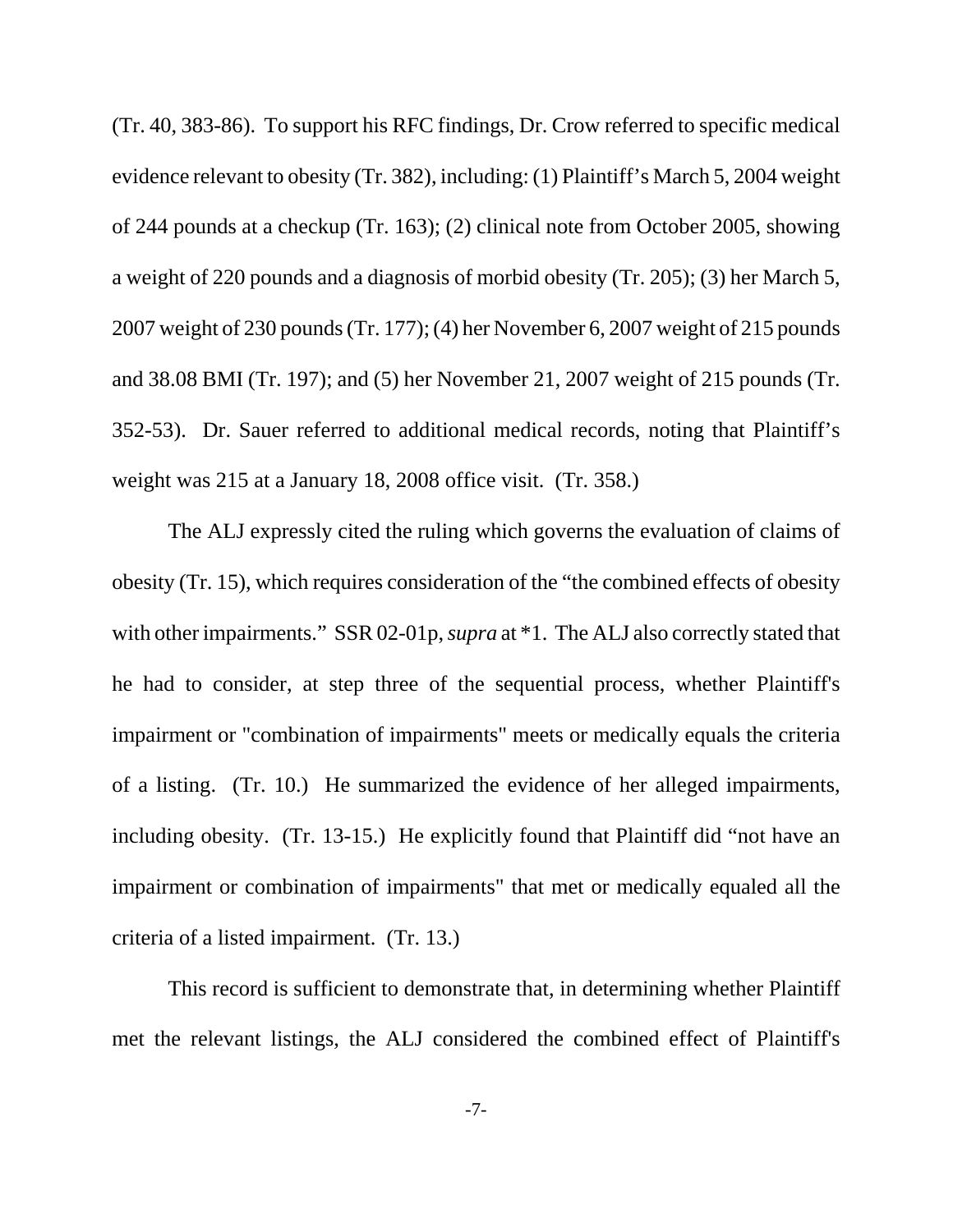(Tr. 40, 383-86). To support his RFC findings, Dr. Crow referred to specific medical evidence relevant to obesity (Tr. 382), including: (1) Plaintiff's March 5, 2004 weight of 244 pounds at a checkup (Tr. 163); (2) clinical note from October 2005, showing a weight of 220 pounds and a diagnosis of morbid obesity (Tr. 205); (3) her March 5, 2007 weight of 230 pounds (Tr. 177); (4) her November 6, 2007 weight of 215 pounds and 38.08 BMI (Tr. 197); and (5) her November 21, 2007 weight of 215 pounds (Tr. 352-53). Dr. Sauer referred to additional medical records, noting that Plaintiff's weight was 215 at a January 18, 2008 office visit. (Tr. 358.)

The ALJ expressly cited the ruling which governs the evaluation of claims of obesity (Tr. 15), which requires consideration of the "the combined effects of obesity with other impairments." SSR 02-01p, *supra* at *1. The ALJ also correctly stated that he had to consider, at step three of the sequential process, whether Plaintiff's impairment or "combination of impairments" meets or medically equals the criteria of a listing. (Tr. 10.) He summarized the evidence of her alleged impairments, including obesity. (Tr. 13-15.) He explicitly found that Plaintiff did "not have an impairment or combination of impairments" that met or medically equaled all the criteria of a listed impairment. (Tr. 13.)

This record is sufficient to demonstrate that, in determining whether Plaintiff met the relevant listings, the ALJ considered the combined effect of Plaintiff's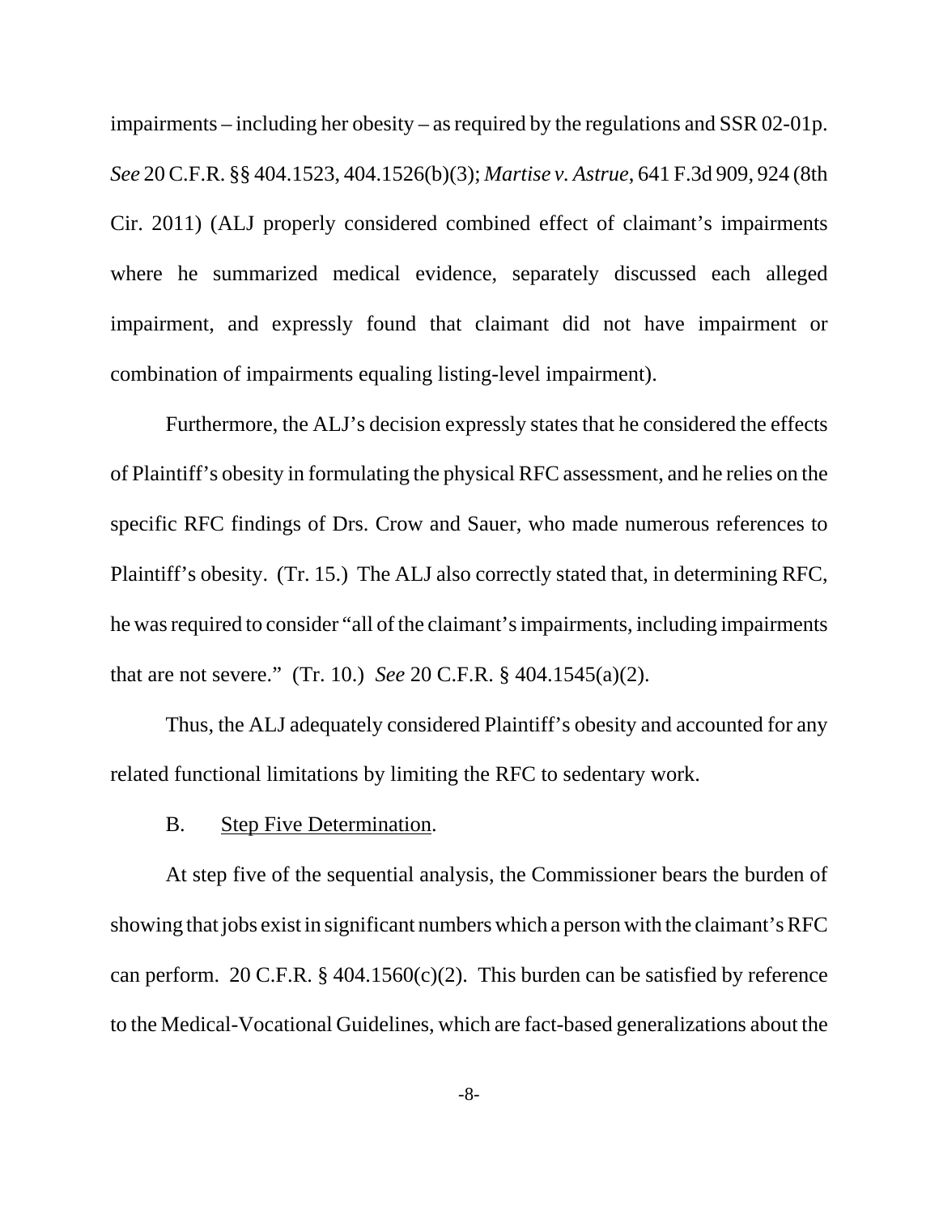impairments – including her obesity – as required by the regulations and SSR 02-01p. *See* 20 C.F.R. §§ 404.1523, 404.1526(b)(3); *Martise v. Astrue*, 641 F.3d 909, 924 (8th Cir. 2011) (ALJ properly considered combined effect of claimant's impairments where he summarized medical evidence, separately discussed each alleged impairment, and expressly found that claimant did not have impairment or combination of impairments equaling listing-level impairment).

Furthermore, the ALJ's decision expressly states that he considered the effects of Plaintiff's obesity in formulating the physical RFC assessment, and he relies on the specific RFC findings of Drs. Crow and Sauer, who made numerous references to Plaintiff's obesity. (Tr. 15.) The ALJ also correctly stated that, in determining RFC, he was required to consider "all of the claimant's impairments, including impairments that are not severe." (Tr. 10.) *See* 20 C.F.R. § 404.1545(a)(2).

Thus, the ALJ adequately considered Plaintiff's obesity and accounted for any related functional limitations by limiting the RFC to sedentary work.

B. <u>Step Five Determination</u>.

At step five of the sequential analysis, the Commissioner bears the burden of showing that jobs exist in significant numbers which a person with the claimant's RFC can perform. 20 C.F.R. § 404.1560(c)(2). This burden can be satisfied by reference to the Medical-Vocational Guidelines, which are fact-based generalizations about the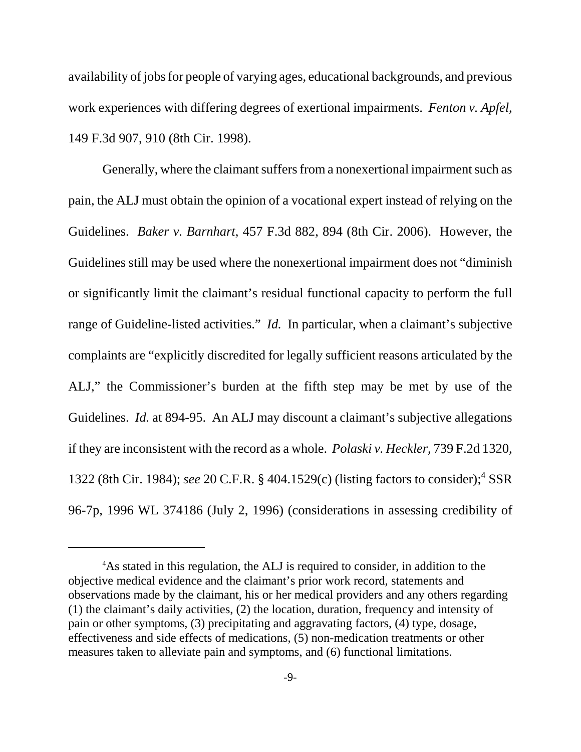availability of jobs for people of varying ages, educational backgrounds, and previous work experiences with differing degrees of exertional impairments. *Fenton v. Apfel*, 149 F.3d 907, 910 (8th Cir. 1998).

Generally, where the claimant suffers from a nonexertional impairment such as pain, the ALJ must obtain the opinion of a vocational expert instead of relying on the Guidelines. *Baker v. Barnhart*, 457 F.3d 882, 894 (8th Cir. 2006). However, the Guidelines still may be used where the nonexertional impairment does not "diminish or significantly limit the claimant's residual functional capacity to perform the full range of Guideline-listed activities." *Id.* In particular, when a claimant's subjective complaints are "explicitly discredited for legally sufficient reasons articulated by the ALJ," the Commissioner's burden at the fifth step may be met by use of the Guidelines. *Id.* at 894-95. An ALJ may discount a claimant's subjective allegations if they are inconsistent with the record as a whole. *Polaski v. Heckler*, 739 F.2d 1320, 1322 (8th Cir. 1984); *see* 20 C.F.R. § 404.1529(c) (listing factors to consider);[4] SSR 96-7p, 1996 WL 374186 (July 2, 1996) (considerations in assessing credibility of

---

[4]As stated in this regulation, the ALJ is required to consider, in addition to the objective medical evidence and the claimant's prior work record, statements and observations made by the claimant, his or her medical providers and any others regarding (1) the claimant's daily activities, (2) the location, duration, frequency and intensity of pain or other symptoms, (3) precipitating and aggravating factors, (4) type, dosage, effectiveness and side effects of medications, (5) non-medication treatments or other measures taken to alleviate pain and symptoms, and (6) functional limitations.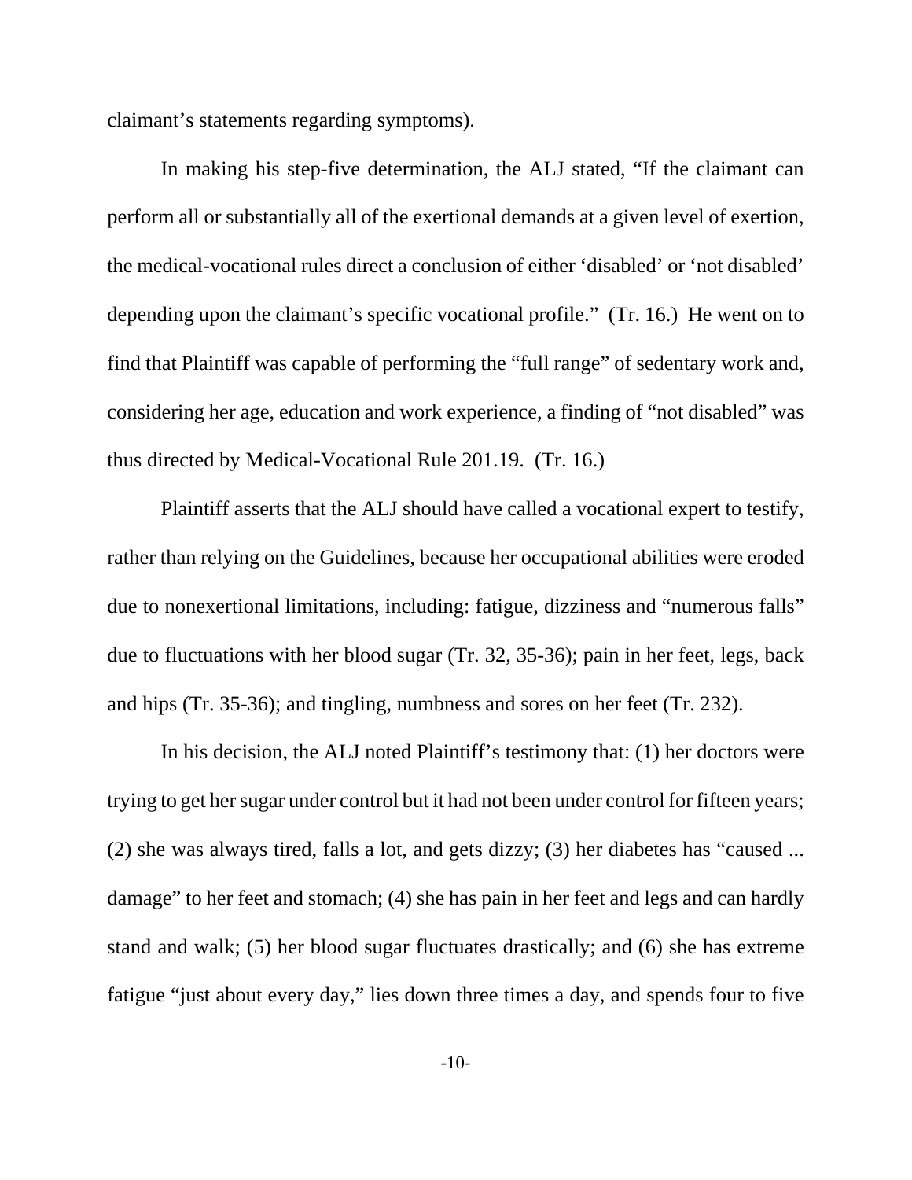claimant's statements regarding symptoms).

In making his step-five determination, the ALJ stated, "If the claimant can perform all or substantially all of the exertional demands at a given level of exertion, the medical-vocational rules direct a conclusion of either 'disabled' or 'not disabled' depending upon the claimant's specific vocational profile." (Tr. 16.) He went on to find that Plaintiff was capable of performing the "full range" of sedentary work and, considering her age, education and work experience, a finding of "not disabled" was thus directed by Medical-Vocational Rule 201.19. (Tr. 16.)

Plaintiff asserts that the ALJ should have called a vocational expert to testify, rather than relying on the Guidelines, because her occupational abilities were eroded due to nonexertional limitations, including: fatigue, dizziness and "numerous falls" due to fluctuations with her blood sugar (Tr. 32, 35-36); pain in her feet, legs, back and hips (Tr. 35-36); and tingling, numbness and sores on her feet (Tr. 232).

In his decision, the ALJ noted Plaintiff's testimony that: (1) her doctors were trying to get her sugar under control but it had not been under control for fifteen years; (2) she was always tired, falls a lot, and gets dizzy; (3) her diabetes has "caused ... damage" to her feet and stomach; (4) she has pain in her feet and legs and can hardly stand and walk; (5) her blood sugar fluctuates drastically; and (6) she has extreme fatigue "just about every day," lies down three times a day, and spends four to five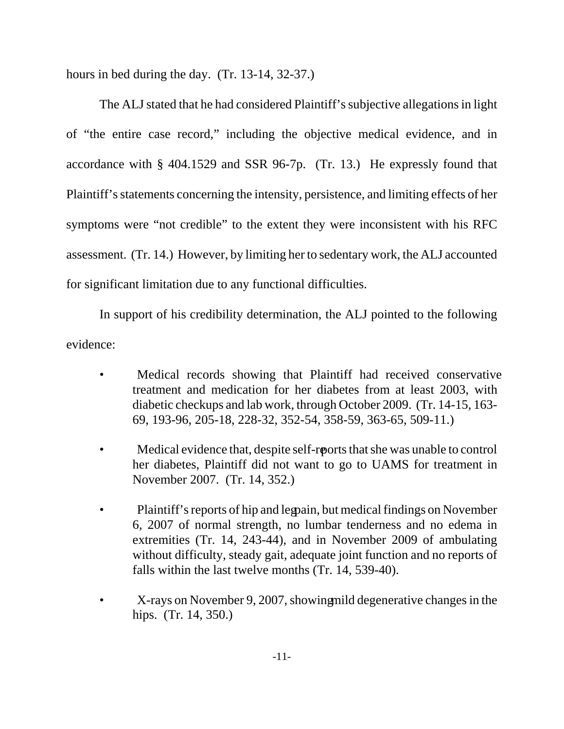hours in bed during the day. (Tr. 13-14, 32-37.)

The ALJ stated that he had considered Plaintiff's subjective allegations in light of "the entire case record," including the objective medical evidence, and in accordance with § 404.1529 and SSR 96-7p. (Tr. 13.) He expressly found that Plaintiff's statements concerning the intensity, persistence, and limiting effects of her symptoms were "not credible" to the extent they were inconsistent with his RFC assessment. (Tr. 14.) However, by limiting her to sedentary work, the ALJ accounted for significant limitation due to any functional difficulties.

In support of his credibility determination, the ALJ pointed to the following evidence:

- Medical records showing that Plaintiff had received conservative treatment and medication for her diabetes from at least 2003, with diabetic checkups and lab work, through October 2009. (Tr. 14-15, 163-69, 193-96, 205-18, 228-32, 352-54, 358-59, 363-65, 509-11.)

- Medical evidence that, despite self-reports that she was unable to control her diabetes, Plaintiff did not want to go to UAMS for treatment in November 2007. (Tr. 14, 352.)

- Plaintiff's reports of hip and leg pain, but medical findings on November 6, 2007 of normal strength, no lumbar tenderness and no edema in extremities (Tr. 14, 243-44), and in November 2009 of ambulating without difficulty, steady gait, adequate joint function and no reports of falls within the last twelve months (Tr. 14, 539-40).

- X-rays on November 9, 2007, showing mild degenerative changes in the hips. (Tr. 14, 350.)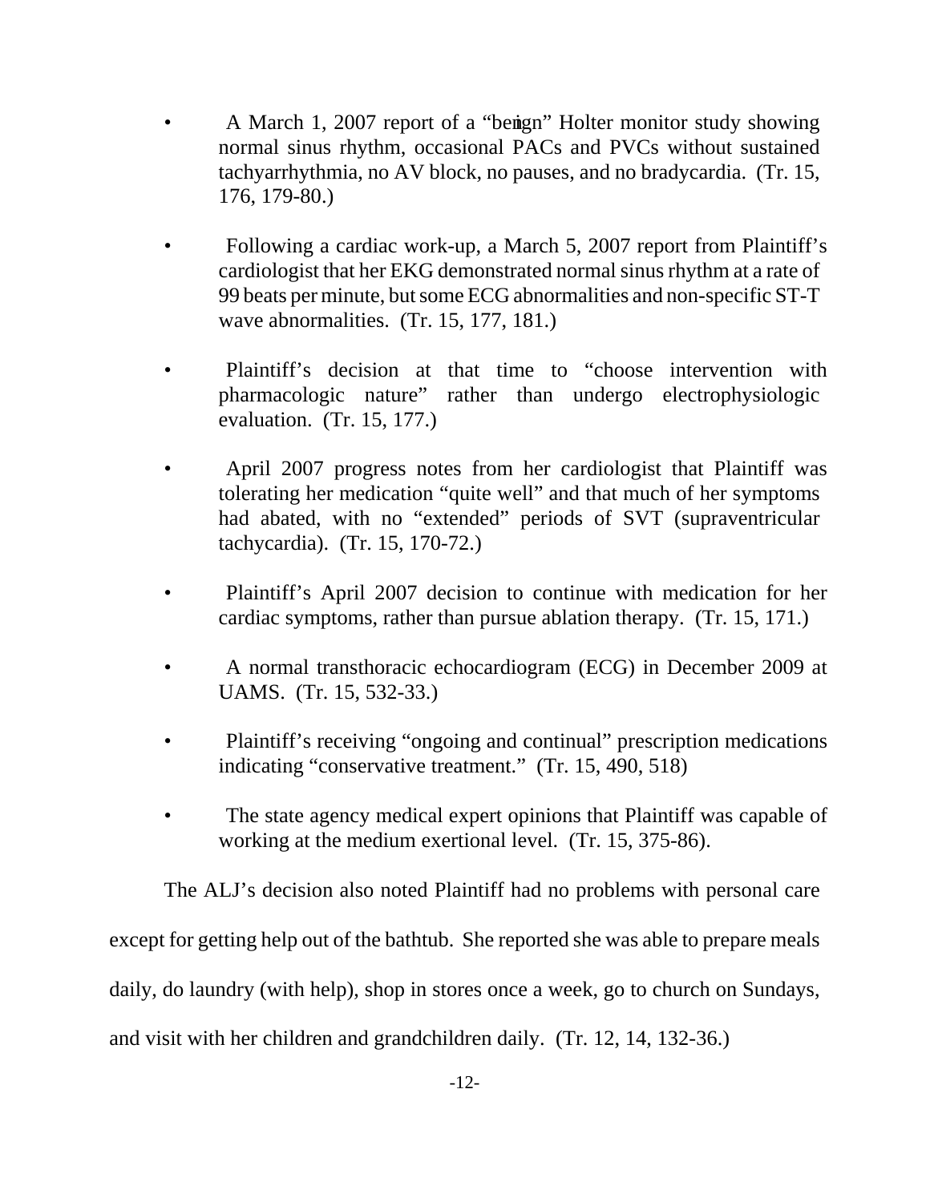- A March 1, 2007 report of a "benign" Holter monitor study showing normal sinus rhythm, occasional PACs and PVCs without sustained tachyarrhythmia, no AV block, no pauses, and no bradycardia. (Tr. 15, 176, 179-80.)

- Following a cardiac work-up, a March 5, 2007 report from Plaintiff's cardiologist that her EKG demonstrated normal sinus rhythm at a rate of 99 beats per minute, but some ECG abnormalities and non-specific ST-T wave abnormalities. (Tr. 15, 177, 181.)

- Plaintiff's decision at that time to "choose intervention with pharmacologic nature" rather than undergo electrophysiologic evaluation. (Tr. 15, 177.)

- April 2007 progress notes from her cardiologist that Plaintiff was tolerating her medication "quite well" and that much of her symptoms had abated, with no "extended" periods of SVT (supraventricular tachycardia). (Tr. 15, 170-72.)

- Plaintiff's April 2007 decision to continue with medication for her cardiac symptoms, rather than pursue ablation therapy. (Tr. 15, 171.)

- A normal transthoracic echocardiogram (ECG) in December 2009 at UAMS. (Tr. 15, 532-33.)

- Plaintiff's receiving "ongoing and continual" prescription medications indicating "conservative treatment." (Tr. 15, 490, 518)

- The state agency medical expert opinions that Plaintiff was capable of working at the medium exertional level. (Tr. 15, 375-86).

The ALJ's decision also noted Plaintiff had no problems with personal care except for getting help out of the bathtub. She reported she was able to prepare meals daily, do laundry (with help), shop in stores once a week, go to church on Sundays, and visit with her children and grandchildren daily. (Tr. 12, 14, 132-36.)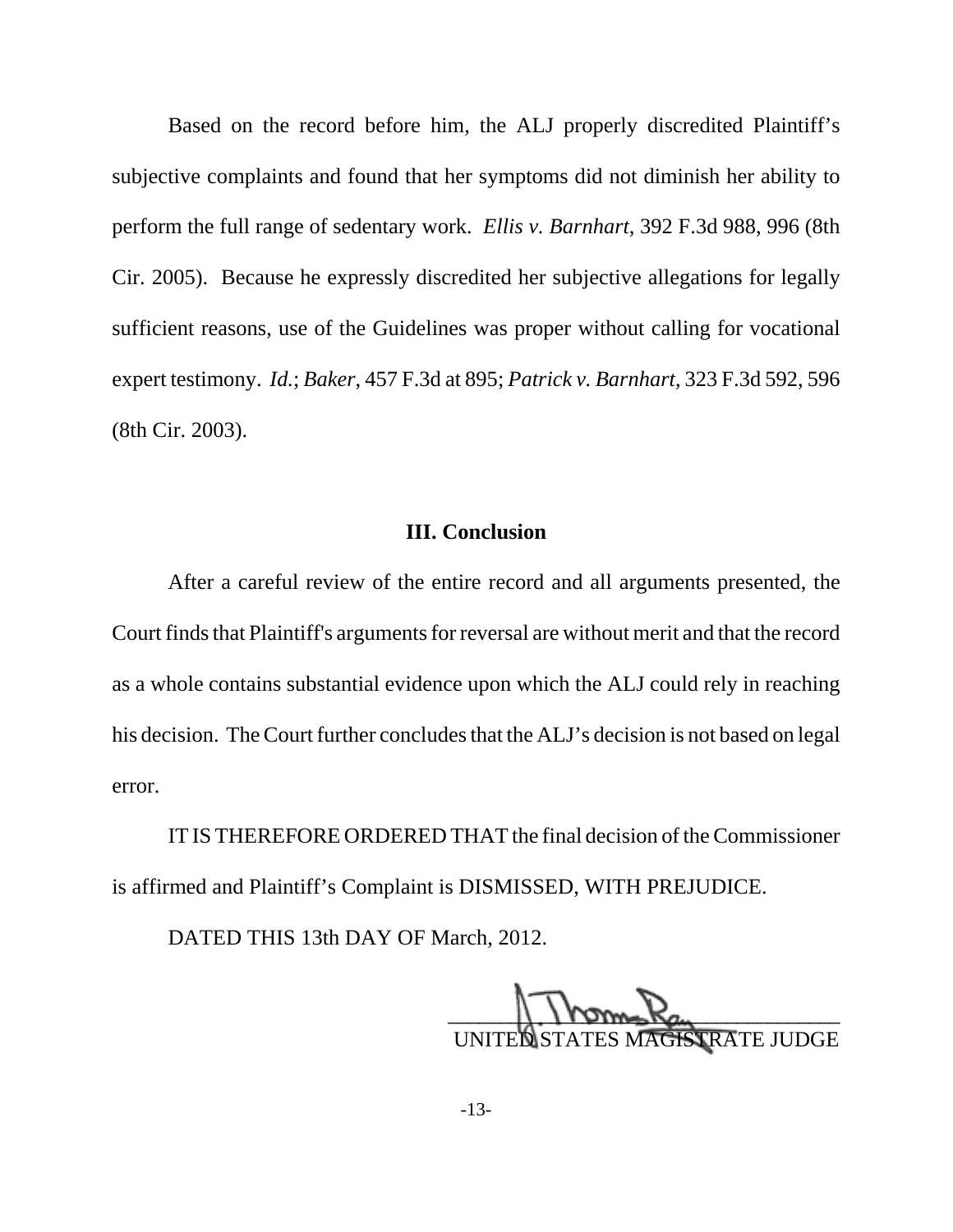Based on the record before him, the ALJ properly discredited Plaintiff's subjective complaints and found that her symptoms did not diminish her ability to perform the full range of sedentary work. *Ellis v. Barnhart*, 392 F.3d 988, 996 (8th Cir. 2005). Because he expressly discredited her subjective allegations for legally sufficient reasons, use of the Guidelines was proper without calling for vocational expert testimony. *Id.*; *Baker*, 457 F.3d at 895; *Patrick v. Barnhart*, 323 F.3d 592, 596 (8th Cir. 2003).

## III. Conclusion

After a careful review of the entire record and all arguments presented, the Court finds that Plaintiff's arguments for reversal are without merit and that the record as a whole contains substantial evidence upon which the ALJ could rely in reaching his decision. The Court further concludes that the ALJ's decision is not based on legal error.

IT IS THEREFORE ORDERED THAT the final decision of the Commissioner is affirmed and Plaintiff's Complaint is DISMISSED, WITH PREJUDICE.

DATED THIS 13th DAY OF March, 2012.

UNITED STATES MAGISTRATE JUDGE